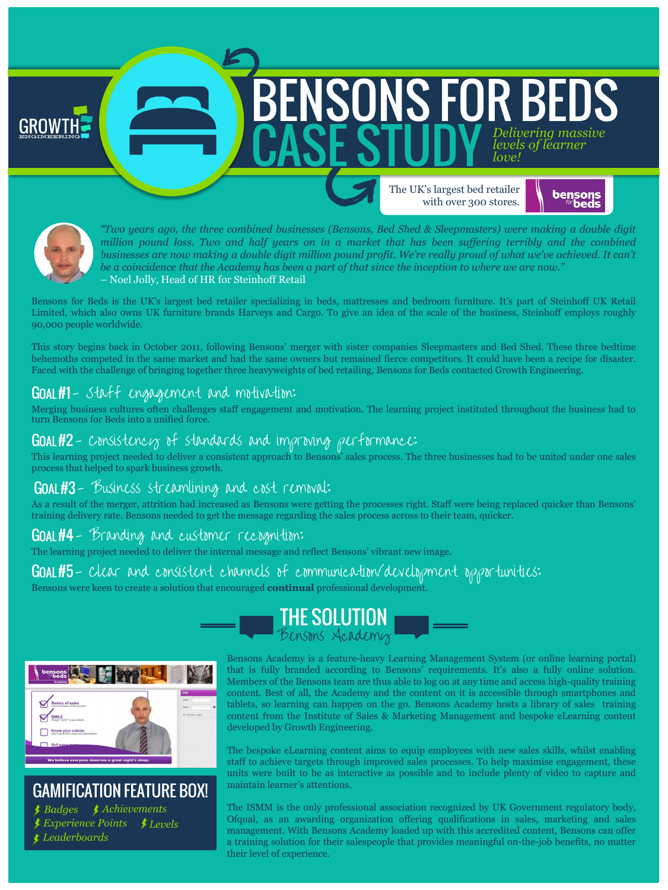GROWTH ENGINEERING

# BENSONS FOR BEDS CASE STUDY

*Delivering massive levels of learner love!*

The UK's largest bed retailer with over 300 stores.

*"Two years ago, the three combined businesses (Bensons, Bed Shed & Sleepmasters) were making a double digit million pound loss. Two and half years on in a market that has been suffering terribly and the combined businesses are now making a double digit million pound profit. We're really proud of what we've achieved. It can't be a coincidence that the Academy has been a part of that since the inception to where we are now."*
– Noel Jolly, Head of HR for Steinhoff Retail

Bensons for Beds is the UK's largest bed retailer specializing in beds, mattresses and bedroom furniture. It's part of Steinhoff UK Retail Limited, which also owns UK furniture brands Harveys and Cargo. To give an idea of the scale of the business, Steinhoff employs roughly 90,000 people worldwide.

This story begins back in October 2011, following Bensons' merger with sister companies Sleepmasters and Bed Shed. These three bedtime behemoths competed in the same market and had the same owners but remained fierce competitors. It could have been a recipe for disaster. Faced with the challenge of bringing together three heavyweights of bed retailing, Bensons for Beds contacted Growth Engineering.

## GOAL #1 – Staff engagement and motivation:

Merging business cultures often challenges staff engagement and motivation. The learning project instituted throughout the business had to turn Bensons for Beds into a unified force.

## GOAL #2 – Consistency of standards and improving performance:

This learning project needed to deliver a consistent approach to Bensons' sales process. The three businesses had to be united under one sales process that helped to spark business growth.

## GOAL #3 – Business streamlining and cost removal:

As a result of the merger, attrition had increased as Bensons were getting the processes right. Staff were being replaced quicker than Bensons' training delivery rate. Bensons needed to get the message regarding the sales process across to their team, quicker.

## GOAL #4 – Branding and customer recognition:

The learning project needed to deliver the internal message and reflect Bensons' vibrant new image.

## GOAL #5 – Clear and consistent channels of communication/development opportunities:

Bensons were keen to create a solution that encouraged **continual** professional development.

## THE SOLUTION
### Bensons Academy

Bensons Academy is a feature-heavy Learning Management System (or online learning portal) that is fully branded according to Bensons' requirements. It's also a fully online solution. Members of the Bensons team are thus able to log on at any time and access high-quality training content. Best of all, the Academy and the content on it is accessible through smartphones and tablets, so learning can happen on the go. Bensons Academy hosts a library of sales training content from the Institute of Sales & Marketing Management and bespoke eLearning content developed by Growth Engineering.

The bespoke eLearning content aims to equip employees with new sales skills, whilst enabling staff to achieve targets through improved sales processes. To help maximise engagement, these units were built to be as interactive as possible and to include plenty of video to capture and maintain learner's attentions.

The ISMM is the only professional association recognized by UK Government regulatory body, Ofqual, as an awarding organization offering qualifications in sales, marketing and sales management. With Bensons Academy loaded up with this accredited content, Bensons can offer a training solution for their salespeople that provides meaningful on-the-job benefits, no matter their level of experience.

### GAMIFICATION FEATURE BOX!

- *Badges*
- *Achievements*
- *Experience Points*
- *Levels*
- *Leaderboards*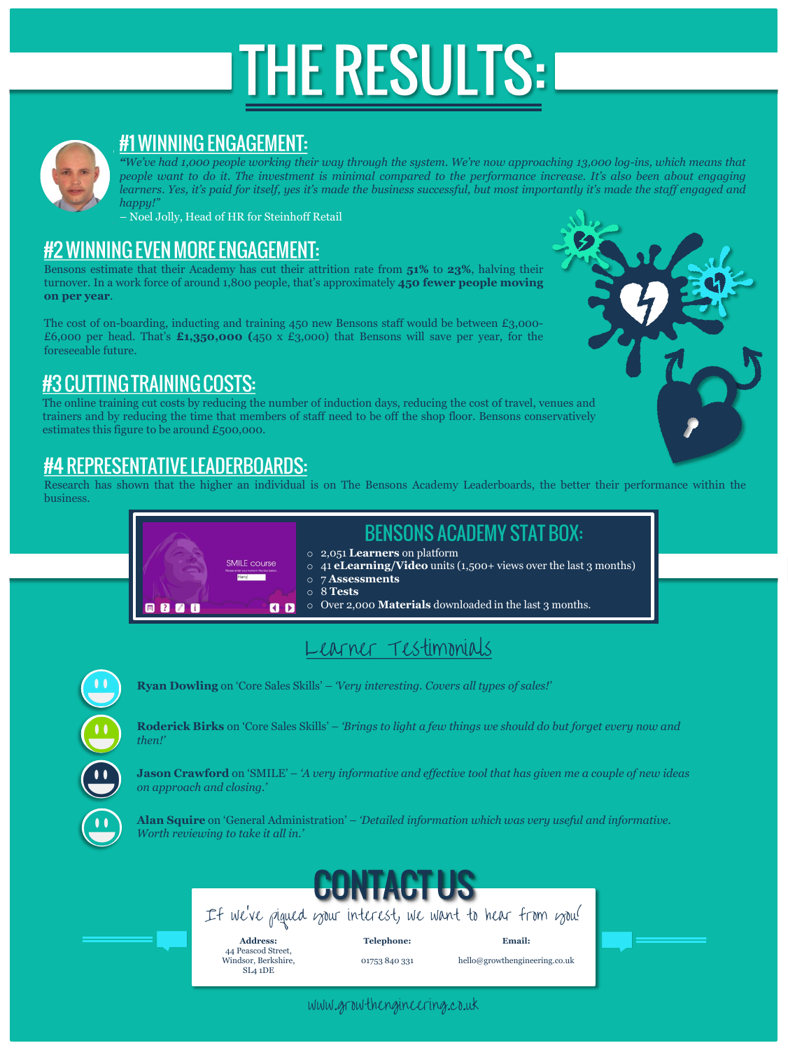# THE RESULTS:

## #1 WINNING ENGAGEMENT:

*"We've had 1,000 people working their way through the system. We're now approaching 13,000 log-ins, which means that people want to do it. The investment is minimal compared to the performance increase. It's also been about engaging learners. Yes, it's paid for itself, yes it's made the business successful, but most importantly it's made the staff engaged and happy!"*

– Noel Jolly, Head of HR for Steinhoff Retail

## #2 WINNING EVEN MORE ENGAGEMENT:

Bensons estimate that their Academy has cut their attrition rate from **51%** to **23%**, halving their turnover. In a work force of around 1,800 people, that's approximately **450 fewer people moving on per year**.

The cost of on-boarding, inducting and training 450 new Bensons staff would be between £3,000-£6,000 per head. That's **£1,350,000 (**450 x £3,000) that Bensons will save per year, for the foreseeable future.

## #3 CUTTING TRAINING COSTS:

The online training cut costs by reducing the number of induction days, reducing the cost of travel, venues and trainers and by reducing the time that members of staff need to be off the shop floor. Bensons conservatively estimates this figure to be around £500,000.

## #4 REPRESENTATIVE LEADERBOARDS:

Research has shown that the higher an individual is on The Bensons Academy Leaderboards, the better their performance within the business.

### BENSONS ACADEMY STAT BOX:

- 2,051 **Learners** on platform
- 41 **eLearning/Video** units (1,500+ views over the last 3 months)
- 7 **Assessments**
- 8 **Tests**
- Over 2,000 **Materials** downloaded in the last 3 months.

## Learner Testimonials

**Ryan Dowling** on 'Core Sales Skills' – *'Very interesting. Covers all types of sales!'*

**Roderick Birks** on 'Core Sales Skills' – *'Brings to light a few things we should do but forget every now and then!'*

**Jason Crawford** on 'SMILE' – *'A very informative and effective tool that has given me a couple of new ideas on approach and closing.'*

**Alan Squire** on 'General Administration' – *'Detailed information which was very useful and informative. Worth reviewing to take it all in.'*

## CONTACT US

If we've piqued your interest, we want to hear from you!

**Address:**
44 Peascod Street,
Windsor, Berkshire,
SL4 1DE

**Telephone:**
01753 840 331

**Email:**
hello@growthengineering.co.uk

www.growthengineering.co.uk